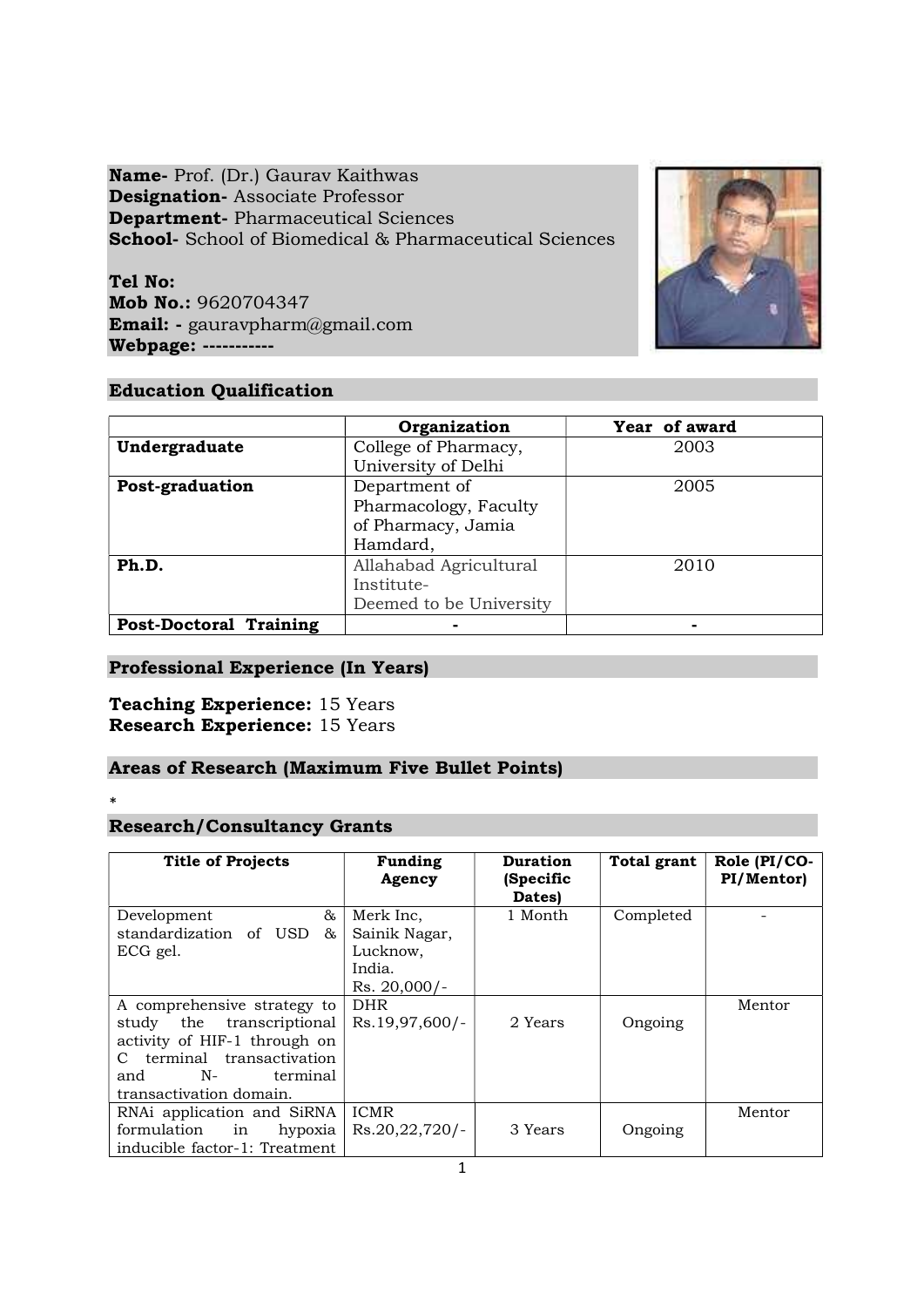**Name-** Prof. (Dr.) Gaurav Kaithwas
**Designation-** Associate Professor
**Department-** Pharmaceutical Sciences
**School-** School of Biomedical & Pharmaceutical Sciences

**Tel No:**
**Mob No.:** 9620704347
**Email: -** gauravpharm@gmail.com
**Webpage: -----------**

## Education Qualification

| | Organization | Year of award |
|---|---|---|
| **Undergraduate** | College of Pharmacy, University of Delhi | 2003 |
| **Post-graduation** | Department of Pharmacology, Faculty of Pharmacy, Jamia Hamdard, | 2005 |
| **Ph.D.** | Allahabad Agricultural Institute- Deemed to be University | 2010 |
| **Post-Doctoral Training** | - | - |

## Professional Experience (In Years)

**Teaching Experience:** 15 Years
**Research Experience:** 15 Years

## Areas of Research (Maximum Five Bullet Points)

*

## Research/Consultancy Grants

| Title of Projects | Funding Agency | Duration (Specific Dates) | Total grant | Role (PI/CO-PI/Mentor) |
|---|---|---|---|---|
| Development & standardization of USD & ECG gel. | Merk Inc, Sainik Nagar, Lucknow, India. Rs. 20,000/- | 1 Month | Completed | - |
| A comprehensive strategy to study the transcriptional activity of HIF-1 through on C terminal transactivation and N- terminal transactivation domain. | DHR Rs.19,97,600/- | 2 Years | Ongoing | Mentor |
| RNAi application and SiRNA formulation in hypoxia inducible factor-1: Treatment | ICMR Rs.20,22,720/- | 3 Years | Ongoing | Mentor |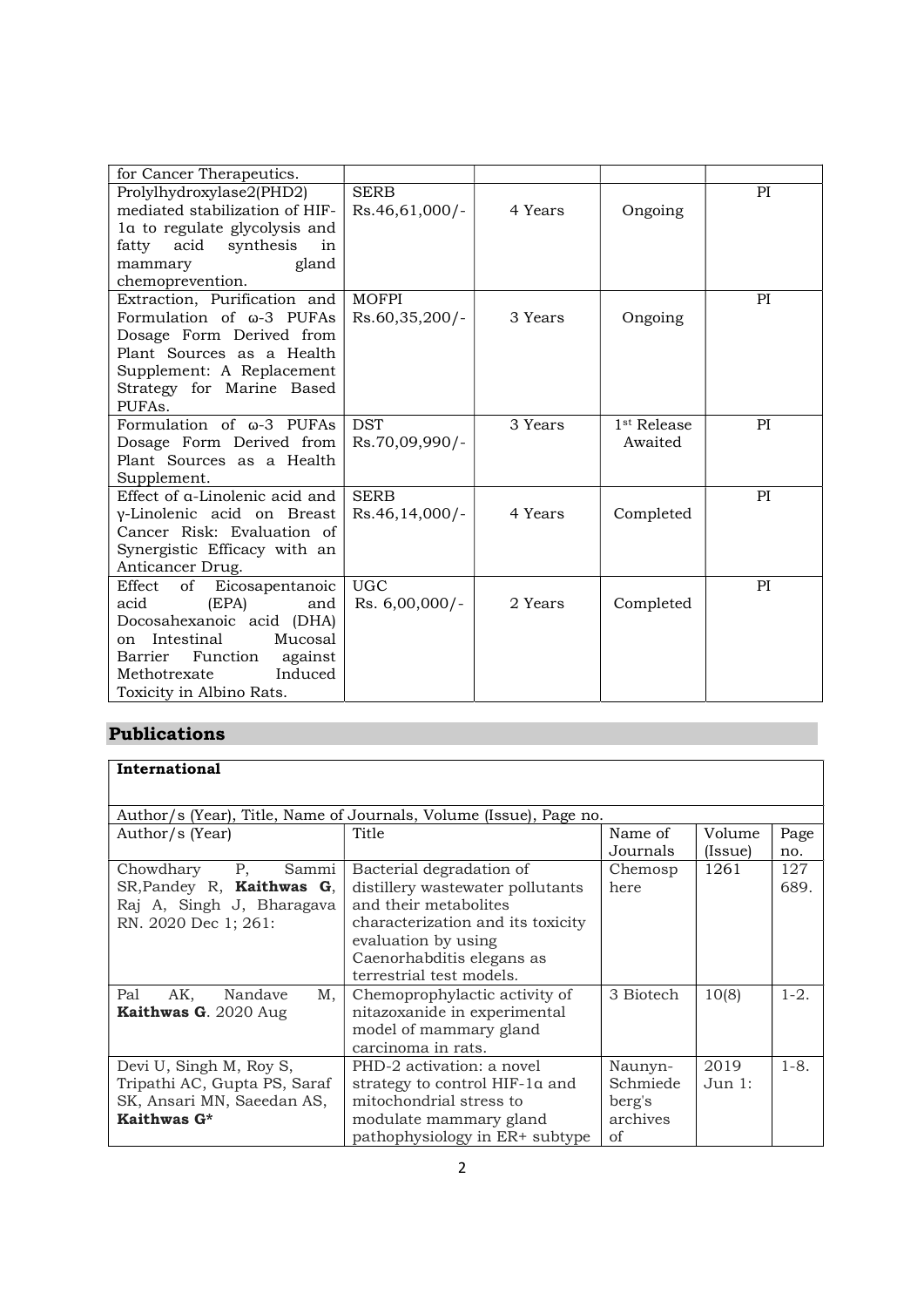| for Cancer Therapeutics. | | | | |
|---|---|---|---|---|
| Prolylhydroxylase2(PHD2) mediated stabilization of HIF-1α to regulate glycolysis and fatty acid synthesis in mammary gland chemoprevention. | SERB Rs.46,61,000/- | 4 Years | Ongoing | PI |
| Extraction, Purification and Formulation of ω-3 PUFAs Dosage Form Derived from Plant Sources as a Health Supplement: A Replacement Strategy for Marine Based PUFAs. | MOFPI Rs.60,35,200/- | 3 Years | Ongoing | PI |
| Formulation of ω-3 PUFAs Dosage Form Derived from Plant Sources as a Health Supplement. | DST Rs.70,09,990/- | 3 Years | 1st Release Awaited | PI |
| Effect of α-Linolenic acid and γ-Linolenic acid on Breast Cancer Risk: Evaluation of Synergistic Efficacy with an Anticancer Drug. | SERB Rs.46,14,000/- | 4 Years | Completed | PI |
| Effect of Eicosapentanoic acid (EPA) and Docosahexanoic acid (DHA) on Intestinal Mucosal Barrier Function against Methotrexate Induced Toxicity in Albino Rats. | UGC Rs. 6,00,000/- | 2 Years | Completed | PI |

## Publications

**International**

Author/s (Year), Title, Name of Journals, Volume (Issue), Page no.

| Author/s (Year) | Title | Name of Journals | Volume (Issue) | Page no. |
|---|---|---|---|---|
| Chowdhary P, Sammi SR,Pandey R, **Kaithwas G**, Raj A, Singh J, Bharagava RN. 2020 Dec 1; 261: | Bacterial degradation of distillery wastewater pollutants and their metabolites characterization and its toxicity evaluation by using Caenorhabditis elegans as terrestrial test models. | Chemosphere | 1261 | 127689. |
| Pal AK, Nandave M, **Kaithwas G**. 2020 Aug | Chemoprophylactic activity of nitazoxanide in experimental model of mammary gland carcinoma in rats. | 3 Biotech | 10(8) | 1-2. |
| Devi U, Singh M, Roy S, Tripathi AC, Gupta PS, Saraf SK, Ansari MN, Saeedan AS, **Kaithwas G*** | PHD-2 activation: a novel strategy to control HIF-1α and mitochondrial stress to modulate mammary gland pathophysiology in ER+ subtype | Naunyn-Schmiedeberg's archives of | 2019 Jun 1: | 1-8. |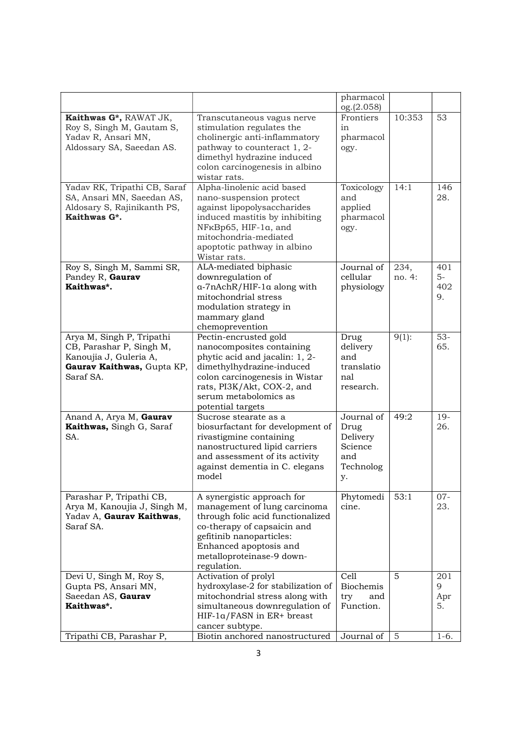| | | pharmacol og.(2.058) | | |
|---|---|---|---|---|
| **Kaithwas G***, RAWAT JK, Roy S, Singh M, Gautam S, Yadav R, Ansari MN, Aldossary SA, Saeedan AS. | Transcutaneous vagus nerve stimulation regulates the cholinergic anti-inflammatory pathway to counteract 1, 2-dimethyl hydrazine induced colon carcinogenesis in albino wistar rats. | Frontiers in pharmacol ogy. | 10:353 | 53 |
| Yadav RK, Tripathi CB, Saraf SA, Ansari MN, Saeedan AS, Aldosary S, Rajinikanth PS, **Kaithwas G***. | Alpha-linolenic acid based nano-suspension protect against lipopolysaccharides induced mastitis by inhibiting NFκBp65, HIF-1α, and mitochondria-mediated apoptotic pathway in albino Wistar rats. | Toxicology and applied pharmacol ogy. | 14:1 | 146 28. |
| Roy S, Singh M, Sammi SR, Pandey R, **Gaurav Kaithwas***. | ALA-mediated biphasic downregulation of α-7nAchR/HIF-1α along with mitochondrial stress modulation strategy in mammary gland chemoprevention | Journal of cellular physiology | 234, no. 4: | 401 5-402 9. |
| Arya M, Singh P, Tripathi CB, Parashar P, Singh M, Kanoujia J, Guleria A, **Gaurav Kaithwas,** Gupta KP, Saraf SA. | Pectin-encrusted gold nanocomposites containing phytic acid and jacalin: 1, 2-dimethylhydrazine-induced colon carcinogenesis in Wistar rats, PI3K/Akt, COX-2, and serum metabolomics as potential targets | Drug delivery and translatio nal research. | 9(1): | 53-65. |
| Anand A, Arya M, **Gaurav Kaithwas,** Singh G, Saraf SA. | Sucrose stearate as a biosurfactant for development of rivastigmine containing nanostructured lipid carriers and assessment of its activity against dementia in C. elegans model | Journal of Drug Delivery Science and Technolog y. | 49:2 | 19-26. |
| Parashar P, Tripathi CB, Arya M, Kanoujia J, Singh M, Yadav A, **Gaurav Kaithwas**, Saraf SA. | A synergistic approach for management of lung carcinoma through folic acid functionalized co-therapy of capsaicin and gefitinib nanoparticles: Enhanced apoptosis and metalloproteinase-9 down-regulation. | Phytomedi cine. | 53:1 | 07-23. |
| Devi U, Singh M, Roy S, Gupta PS, Ansari MN, Saeedan AS, **Gaurav Kaithwas***. | Activation of prolyl hydroxylase-2 for stabilization of mitochondrial stress along with simultaneous downregulation of HIF-1α/FASN in ER+ breast cancer subtype. | Cell Biochemis try and Function. | 5 | 201 9 Apr 5. |
| Tripathi CB, Parashar P, | Biotin anchored nanostructured | Journal of | 5 | 1-6. |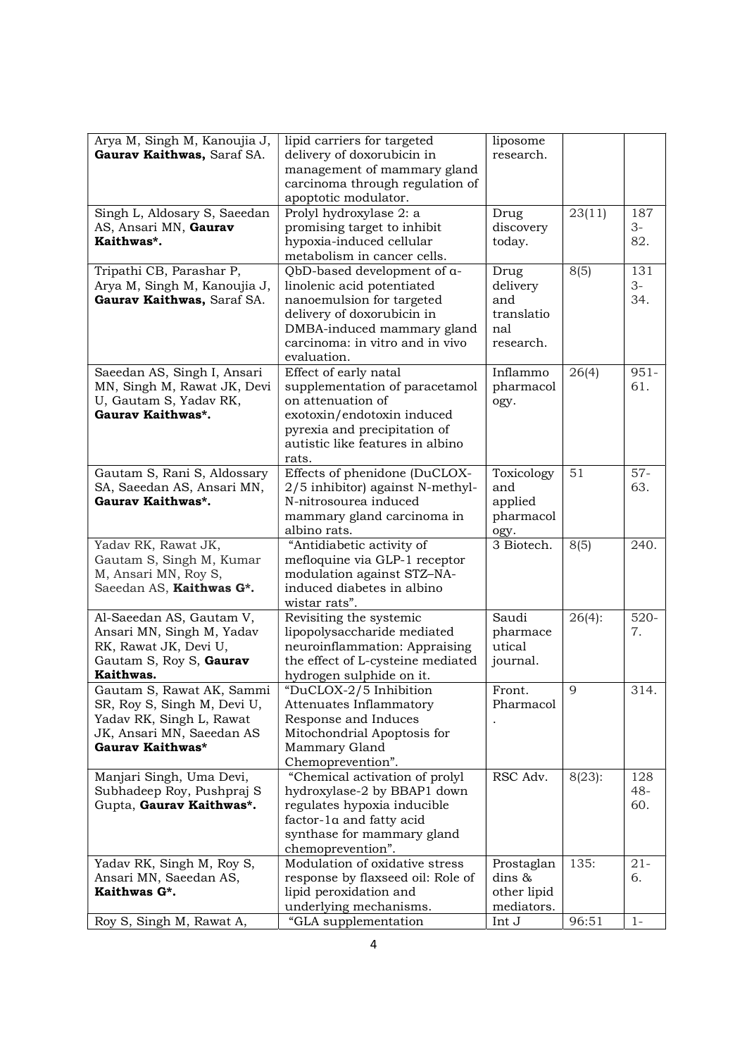| | | | | |
|---|---|---|---|---|
| Arya M, Singh M, Kanoujia J, **Gaurav Kaithwas,** Saraf SA. | lipid carriers for targeted delivery of doxorubicin in management of mammary gland carcinoma through regulation of apoptotic modulator. | liposome research. | | |
| Singh L, Aldosary S, Saeedan AS, Ansari MN, **Gaurav Kaithwas*.** | Prolyl hydroxylase 2: a promising target to inhibit hypoxia-induced cellular metabolism in cancer cells. | Drug discovery today. | 23(11) | 1873-82. |
| Tripathi CB, Parashar P, Arya M, Singh M, Kanoujia J, **Gaurav Kaithwas,** Saraf SA. | QbD-based development of α-linolenic acid potentiated nanoemulsion for targeted delivery of doxorubicin in DMBA-induced mammary gland carcinoma: in vitro and in vivo evaluation. | Drug delivery and translational research. | 8(5) | 1313-34. |
| Saeedan AS, Singh I, Ansari MN, Singh M, Rawat JK, Devi U, Gautam S, Yadav RK, **Gaurav Kaithwas*.** | Effect of early natal supplementation of paracetamol on attenuation of exotoxin/endotoxin induced pyrexia and precipitation of autistic like features in albino rats. | Inflammopharmacology. | 26(4) | 951-61. |
| Gautam S, Rani S, Aldossary SA, Saeedan AS, Ansari MN, **Gaurav Kaithwas*.** | Effects of phenidone (DuCLOX-2/5 inhibitor) against N-methyl-N-nitrosourea induced mammary gland carcinoma in albino rats. | Toxicology and applied pharmacology. | 51 | 57-63. |
| Yadav RK, Rawat JK, Gautam S, Singh M, Kumar M, Ansari MN, Roy S, Saeedan AS, **Kaithwas G*.** | "Antidiabetic activity of mefloquine via GLP-1 receptor modulation against STZ–NA-induced diabetes in albino wistar rats". | 3 Biotech. | 8(5) | 240. |
| Al-Saeedan AS, Gautam V, Ansari MN, Singh M, Yadav RK, Rawat JK, Devi U, Gautam S, Roy S, **Gaurav Kaithwas.** | Revisiting the systemic lipopolysaccharide mediated neuroinflammation: Appraising the effect of L-cysteine mediated hydrogen sulphide on it. | Saudi pharmaceutical journal. | 26(4): | 520-7. |
| Gautam S, Rawat AK, Sammi SR, Roy S, Singh M, Devi U, Yadav RK, Singh L, Rawat JK, Ansari MN, Saeedan AS **Gaurav Kaithwas*** | "DuCLOX-2/5 Inhibition Attenuates Inflammatory Response and Induces Mitochondrial Apoptosis for Mammary Gland Chemoprevention". | Front. Pharmacol. | 9 | 314. |
| Manjari Singh, Uma Devi, Subhadeep Roy, Pushpraj S Gupta, **Gaurav Kaithwas*.** | "Chemical activation of prolyl hydroxylase-2 by BBAP1 down regulates hypoxia inducible factor-1α and fatty acid synthase for mammary gland chemoprevention". | RSC Adv. | 8(23): | 12848-60. |
| Yadav RK, Singh M, Roy S, Ansari MN, Saeedan AS, **Kaithwas G*.** | Modulation of oxidative stress response by flaxseed oil: Role of lipid peroxidation and underlying mechanisms. | Prostaglandins & other lipid mediators. | 135: | 21-6. |
| Roy S, Singh M, Rawat A, | "GLA supplementation | Int J | 96:51 | 1- |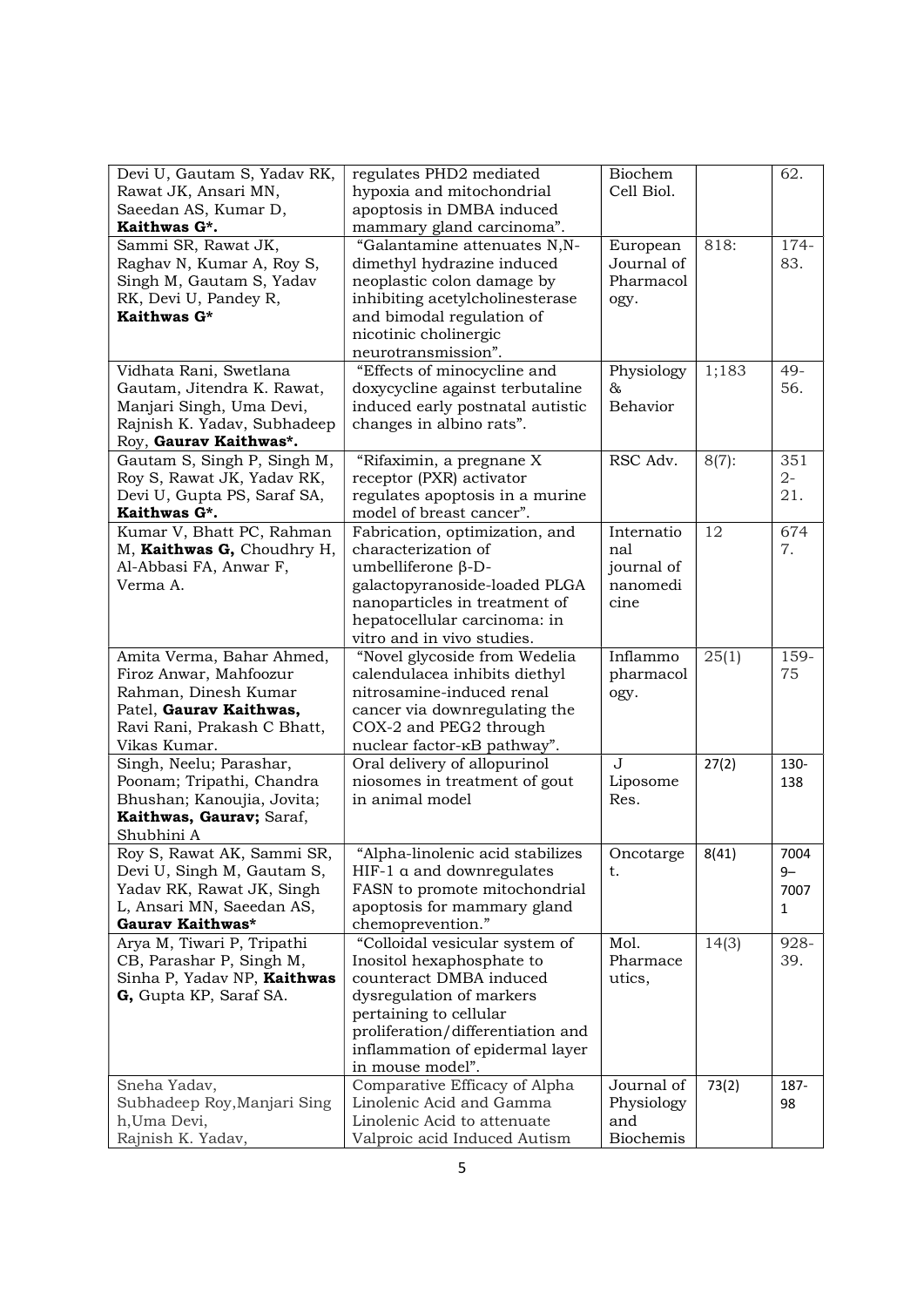| | | | | |
|---|---|---|---|---|
| Devi U, Gautam S, Yadav RK, Rawat JK, Ansari MN, Saeedan AS, Kumar D, **Kaithwas G\*.** | regulates PHD2 mediated hypoxia and mitochondrial apoptosis in DMBA induced mammary gland carcinoma". | Biochem Cell Biol. | | 62. |
| Sammi SR, Rawat JK, Raghav N, Kumar A, Roy S, Singh M, Gautam S, Yadav RK, Devi U, Pandey R, **Kaithwas G\*** | "Galantamine attenuates N,N-dimethyl hydrazine induced neoplastic colon damage by inhibiting acetylcholinesterase and bimodal regulation of nicotinic cholinergic neurotransmission". | European Journal of Pharmacology. | 818: | 174-83. |
| Vidhata Rani, Swetlana Gautam, Jitendra K. Rawat, Manjari Singh, Uma Devi, Rajnish K. Yadav, Subhadeep Roy, **Gaurav Kaithwas\*.** | "Effects of minocycline and doxycycline against terbutaline induced early postnatal autistic changes in albino rats". | Physiology & Behavior | 1;183 | 49-56. |
| Gautam S, Singh P, Singh M, Roy S, Rawat JK, Yadav RK, Devi U, Gupta PS, Saraf SA, **Kaithwas G\*.** | "Rifaximin, a pregnane X receptor (PXR) activator regulates apoptosis in a murine model of breast cancer". | RSC Adv. | 8(7): | 3512-21. |
| Kumar V, Bhatt PC, Rahman M, **Kaithwas G,** Choudhry H, Al-Abbasi FA, Anwar F, Verma A. | Fabrication, optimization, and characterization of umbelliferone β-D-galactopyranoside-loaded PLGA nanoparticles in treatment of hepatocellular carcinoma: in vitro and in vivo studies. | International journal of nanomedicine | 12 | 6747. |
| Amita Verma, Bahar Ahmed, Firoz Anwar, Mahfoozur Rahman, Dinesh Kumar Patel, **Gaurav Kaithwas,** Ravi Rani, Prakash C Bhatt, Vikas Kumar. | "Novel glycoside from Wedelia calendulacea inhibits diethyl nitrosamine-induced renal cancer via downregulating the COX-2 and PEG2 through nuclear factor-κB pathway". | Inflammopharmacology. | 25(1) | 159-75 |
| Singh, Neelu; Parashar, Poonam; Tripathi, Chandra Bhushan; Kanoujia, Jovita; **Kaithwas, Gaurav;** Saraf, Shubhini A | Oral delivery of allopurinol niosomes in treatment of gout in animal model | J Liposome Res. | 27(2) | 130-138 |
| Roy S, Rawat AK, Sammi SR, Devi U, Singh M, Gautam S, Yadav RK, Rawat JK, Singh L, Ansari MN, Saeedan AS, **Gaurav Kaithwas\*** | "Alpha-linolenic acid stabilizes HIF-1 α and downregulates FASN to promote mitochondrial apoptosis for mammary gland chemoprevention." | Oncotarget. | 8(41) | 70049–70071 |
| Arya M, Tiwari P, Tripathi CB, Parashar P, Singh M, Sinha P, Yadav NP, **Kaithwas G,** Gupta KP, Saraf SA. | "Colloidal vesicular system of Inositol hexaphosphate to counteract DMBA induced dysregulation of markers pertaining to cellular proliferation/differentiation and inflammation of epidermal layer in mouse model". | Mol. Pharmaceutics, | 14(3) | 928-39. |
| Sneha Yadav, Subhadeep Roy, Manjari Singh, Uma Devi, Rajnish K. Yadav, | Comparative Efficacy of Alpha Linolenic Acid and Gamma Linolenic Acid to attenuate Valproic acid Induced Autism | Journal of Physiology and Biochemis | 73(2) | 187-98 |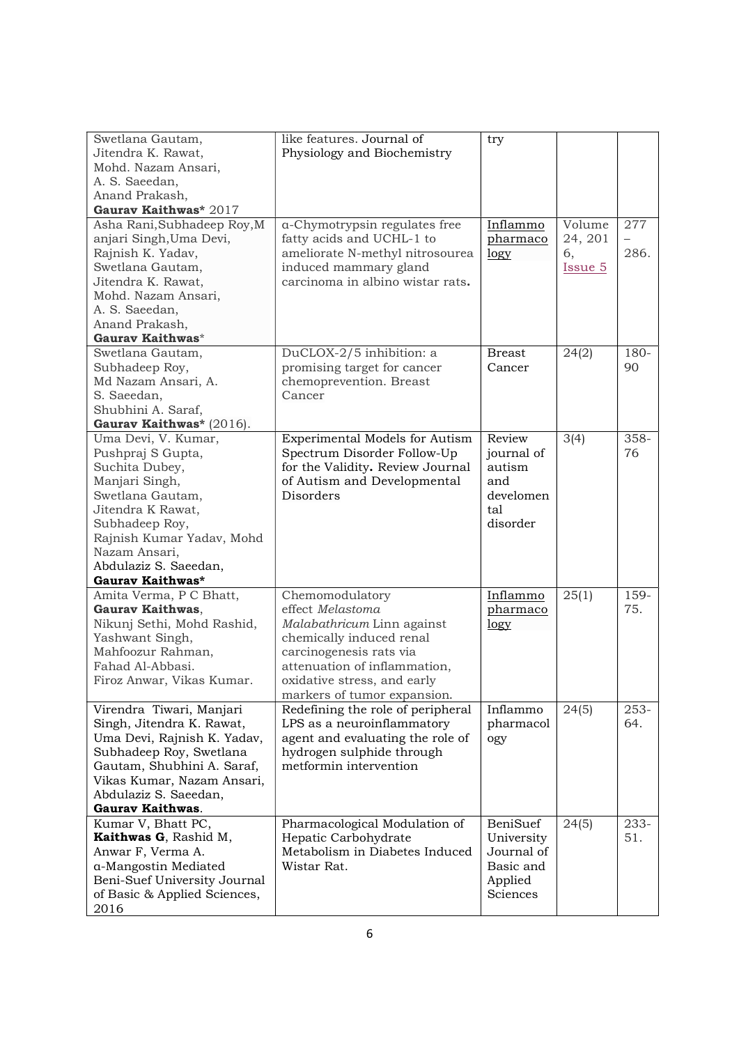| | | | | |
|---|---|---|---|---|
| Swetlana Gautam, Jitendra K. Rawat, Mohd. Nazam Ansari, A. S. Saeedan, Anand Prakash, **Gaurav Kaithwas*** 2017 | like features. Journal of Physiology and Biochemistry | try | | |
| Asha Rani,Subhadeep Roy,Manjari Singh,Uma Devi, Rajnish K. Yadav, Swetlana Gautam, Jitendra K. Rawat, Mohd. Nazam Ansari, A. S. Saeedan, Anand Prakash, **Gaurav Kaithwas*** | α-Chymotrypsin regulates free fatty acids and UCHL-1 to ameliorate N-methyl nitrosourea induced mammary gland carcinoma in albino wistar rats**.** | Inflammopharmacology | Volume 24, 2016, Issue 5 | 277 – 286. |
| Swetlana Gautam, Subhadeep Roy, Md Nazam Ansari, A. S. Saeedan, Shubhini A. Saraf, **Gaurav Kaithwas*** (2016). | DuCLOX-2/5 inhibition: a promising target for cancer chemoprevention. Breast Cancer | Breast Cancer | 24(2) | 180-90 |
| Uma Devi, V. Kumar, Pushpraj S Gupta, Suchita Dubey, Manjari Singh, Swetlana Gautam, Jitendra K Rawat, Subhadeep Roy, Rajnish Kumar Yadav, Mohd Nazam Ansari, Abdulaziz S. Saeedan, **Gaurav Kaithwas*** | Experimental Models for Autism Spectrum Disorder Follow-Up for the Validity**.** Review Journal of Autism and Developmental Disorders | Review journal of autism and develomental disorder | 3(4) | 358-76 |
| Amita Verma, P C Bhatt, **Gaurav Kaithwas**, Nikunj Sethi, Mohd Rashid, Yashwant Singh, Mahfoozur Rahman, Fahad Al-Abbasi. Firoz Anwar, Vikas Kumar. | Chemomodulatory effect *Melastoma Malabathricum* Linn against chemically induced renal carcinogenesis rats via attenuation of inflammation, oxidative stress, and early markers of tumor expansion. | Inflammopharmacology | 25(1) | 159-75. |
| Virendra Tiwari, Manjari Singh, Jitendra K. Rawat, Uma Devi, Rajnish K. Yadav, Subhadeep Roy, Swetlana Gautam, Shubhini A. Saraf, Vikas Kumar, Nazam Ansari, Abdulaziz S. Saeedan, **Gaurav Kaithwas**. | Redefining the role of peripheral LPS as a neuroinflammatory agent and evaluating the role of hydrogen sulphide through metformin intervention | Inflammopharmacology | 24(5) | 253-64. |
| Kumar V, Bhatt PC, **Kaithwas G**, Rashid M, Anwar F, Verma A. α-Mangostin Mediated Beni-Suef University Journal of Basic & Applied Sciences, 2016 | Pharmacological Modulation of Hepatic Carbohydrate Metabolism in Diabetes Induced Wistar Rat. | BeniSuef University Journal of Basic and Applied Sciences | 24(5) | 233-51. |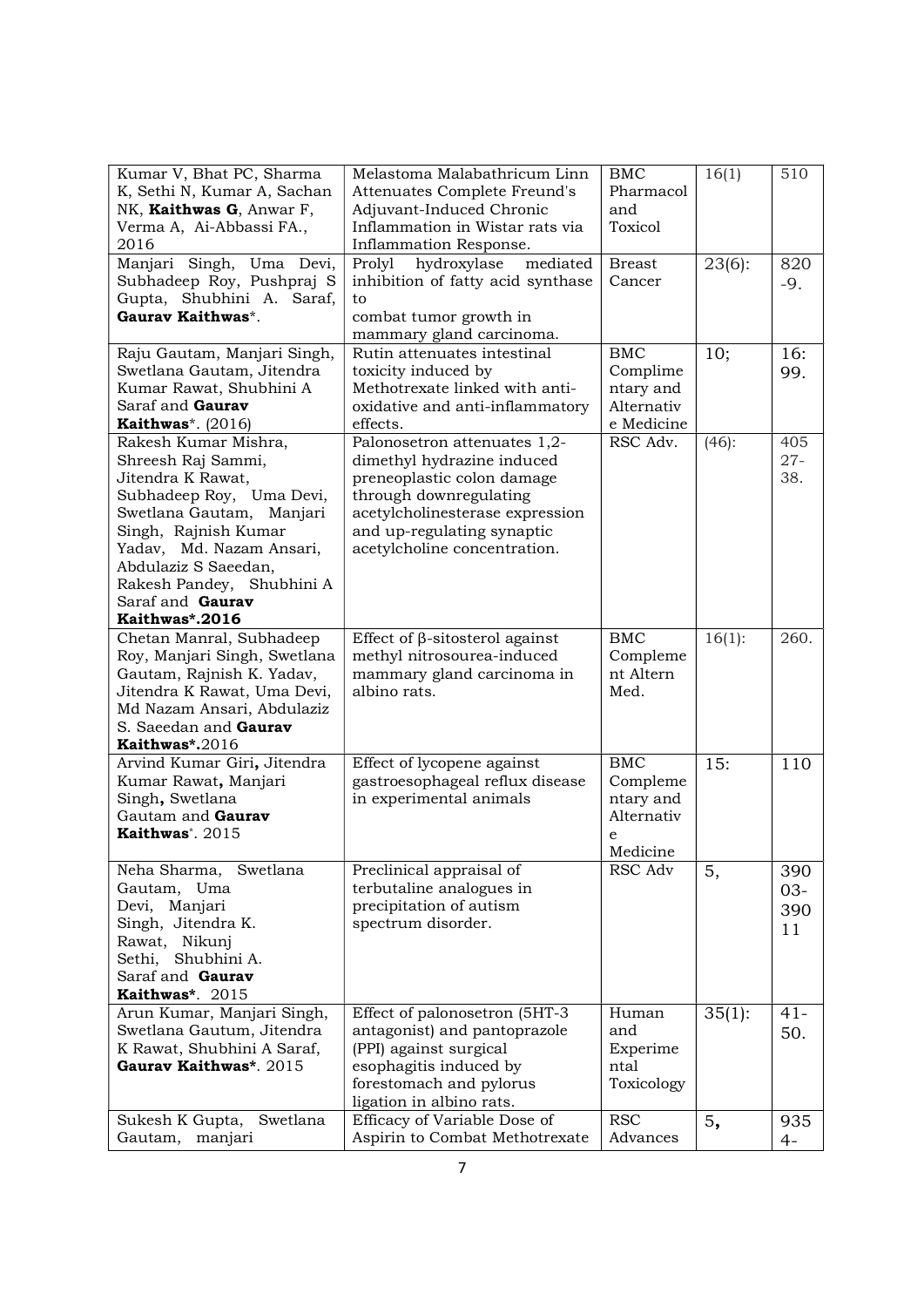| | | | | |
|---|---|---|---|---|
| Kumar V, Bhat PC, Sharma K, Sethi N, Kumar A, Sachan NK, **Kaithwas G**, Anwar F, Verma A, Ai-Abbassi FA., 2016 | Melastoma Malabathricum Linn Attenuates Complete Freund's Adjuvant-Induced Chronic Inflammation in Wistar rats via Inflammation Response. | BMC Pharmacol and Toxicol | 16(1) | 510 |
| Manjari Singh, Uma Devi, Subhadeep Roy, Pushpraj S Gupta, Shubhini A. Saraf, **Gaurav Kaithwas***. | Prolyl hydroxylase mediated inhibition of fatty acid synthase to combat tumor growth in mammary gland carcinoma. | Breast Cancer | 23(6): | 820-9. |
| Raju Gautam, Manjari Singh, Swetlana Gautam, Jitendra Kumar Rawat, Shubhini A Saraf and **Gaurav Kaithwas***. (2016) | Rutin attenuates intestinal toxicity induced by Methotrexate linked with anti-oxidative and anti-inflammatory effects. | BMC Complimentary and Alternative Medicine | 10; | 16: 99. |
| Rakesh Kumar Mishra, Shreesh Raj Sammi, Jitendra K Rawat, Subhadeep Roy, Uma Devi, Swetlana Gautam, Manjari Singh, Rajnish Kumar Yadav, Md. Nazam Ansari, Abdulaziz S Saeedan, Rakesh Pandey, Shubhini A Saraf and **Gaurav Kaithwas*.2016** | Palonosetron attenuates 1,2-dimethyl hydrazine induced preneoplastic colon damage through downregulating acetylcholinesterase expression and up-regulating synaptic acetylcholine concentration. | RSC Adv. | (46): | 40527-38. |
| Chetan Manral, Subhadeep Roy, Manjari Singh, Swetlana Gautam, Rajnish K. Yadav, Jitendra K Rawat, Uma Devi, Md Nazam Ansari, Abdulaziz S. Saeedan and **Gaurav Kaithwas*.**2016 | Effect of β-sitosterol against methyl nitrosourea-induced mammary gland carcinoma in albino rats. | BMC Complement Altern Med. | 16(1): | 260. |
| Arvind Kumar Giri, Jitendra Kumar Rawat, Manjari Singh, Swetlana Gautam and **Gaurav Kaithwas***. 2015 | Effect of lycopene against gastroesophageal reflux disease in experimental animals | BMC Complementary and Alternative Medicine | 15: | 110 |
| Neha Sharma, Swetlana Gautam, Uma Devi, Manjari Singh, Jitendra K. Rawat, Nikunj Sethi, Shubhini A. Saraf and **Gaurav Kaithwas***. 2015 | Preclinical appraisal of terbutaline analogues in precipitation of autism spectrum disorder. | RSC Adv | 5, | 39003-39011 |
| Arun Kumar, Manjari Singh, Swetlana Gautum, Jitendra K Rawat, Shubhini A Saraf, **Gaurav Kaithwas***. 2015 | Effect of palonosetron (5HT-3 antagonist) and pantoprazole (PPI) against surgical esophagitis induced by forestomach and pylorus ligation in albino rats. | Human and Experimental Toxicology | 35(1): | 41-50. |
| Sukesh K Gupta, Swetlana Gautam, manjari | Efficacy of Variable Dose of Aspirin to Combat Methotrexate | RSC Advances | 5, | 9354- |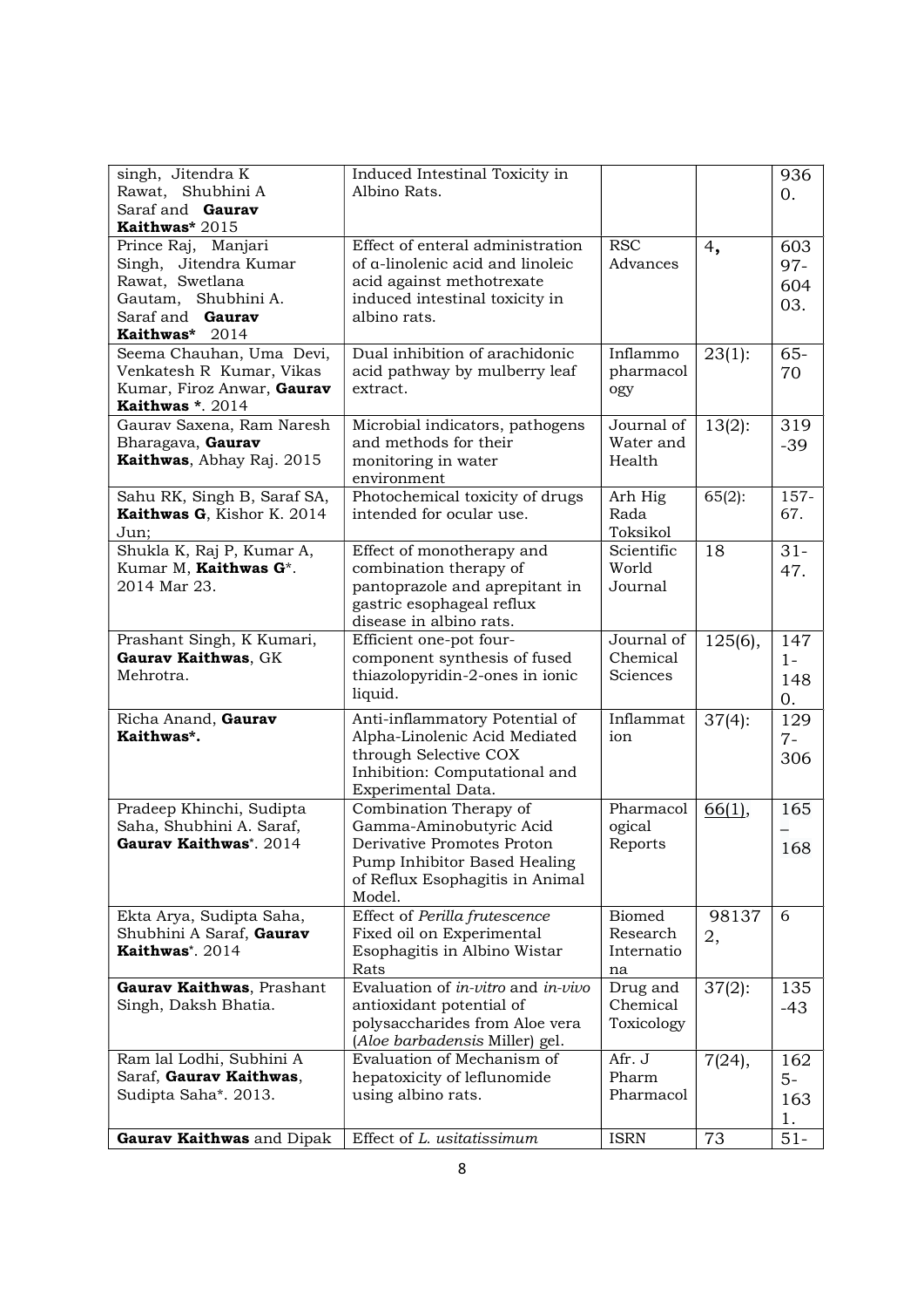| | | | | |
|---|---|---|---|---|
| singh, Jitendra K Rawat, Shubhini A Saraf and **Gaurav Kaithwas*** 2015 | Induced Intestinal Toxicity in Albino Rats. | | | 9360. |
| Prince Raj, Manjari Singh, Jitendra Kumar Rawat, Swetlana Gautam, Shubhini A. Saraf and **Gaurav Kaithwas*** 2014 | Effect of enteral administration of α-linolenic acid and linoleic acid against methotrexate induced intestinal toxicity in albino rats. | RSC Advances | 4, | 60397-60403. |
| Seema Chauhan, Uma Devi, Venkatesh R Kumar, Vikas Kumar, Firoz Anwar, **Gaurav Kaithwas ***. 2014 | Dual inhibition of arachidonic acid pathway by mulberry leaf extract. | Inflammopharmacology | 23(1): | 65-70 |
| Gaurav Saxena, Ram Naresh Bharagava, **Gaurav Kaithwas**, Abhay Raj. 2015 | Microbial indicators, pathogens and methods for their monitoring in water environment | Journal of Water and Health | 13(2): | 319-39 |
| Sahu RK, Singh B, Saraf SA, **Kaithwas G**, Kishor K. 2014 Jun; | Photochemical toxicity of drugs intended for ocular use. | Arh Hig Rada Toksikol | 65(2): | 157-67. |
| Shukla K, Raj P, Kumar A, Kumar M, **Kaithwas G***. 2014 Mar 23. | Effect of monotherapy and combination therapy of pantoprazole and aprepitant in gastric esophageal reflux disease in albino rats. | Scientific World Journal | 18 | 31-47. |
| Prashant Singh, K Kumari, **Gaurav Kaithwas**, GK Mehrotra. | Efficient one-pot four-component synthesis of fused thiazolopyridin-2-ones in ionic liquid. | Journal of Chemical Sciences | 125(6), | 1471-1480. |
| Richa Anand, **Gaurav Kaithwas*.** | Anti-inflammatory Potential of Alpha-Linolenic Acid Mediated through Selective COX Inhibition: Computational and Experimental Data. | Inflammation | 37(4): | 1297-306 |
| Pradeep Khinchi, Sudipta Saha, Shubhini A. Saraf, **Gaurav Kaithwas***. 2014 | Combination Therapy of Gamma-Aminobutyric Acid Derivative Promotes Proton Pump Inhibitor Based Healing of Reflux Esophagitis in Animal Model. | Pharmacological Reports | 66(1), | 165–168 |
| Ekta Arya, Sudipta Saha, Shubhini A Saraf, **Gaurav Kaithwas***. 2014 | Effect of *Perilla frutescence* Fixed oil on Experimental Esophagitis in Albino Wistar Rats | Biomed Research International | 981372, | 6 |
| **Gaurav Kaithwas**, Prashant Singh, Daksh Bhatia. | Evaluation of *in-vitro* and *in-vivo* antioxidant potential of polysaccharides from Aloe vera (*Aloe barbadensis* Miller) gel. | Drug and Chemical Toxicology | 37(2): | 135-43 |
| Ram lal Lodhi, Subhini A Saraf, **Gaurav Kaithwas**, Sudipta Saha*. 2013. | Evaluation of Mechanism of hepatoxicity of leflunomide using albino rats. | Afr. J Pharm Pharmacol | 7(24), | 1625-1631. |
| **Gaurav Kaithwas** and Dipak | Effect of *L. usitatissimum* | ISRN | 73 | 51- |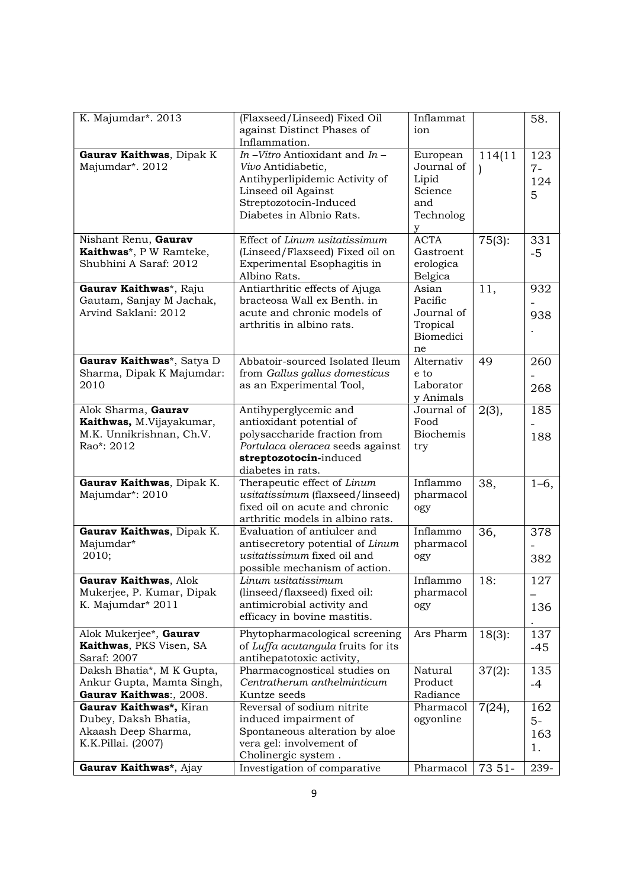| | | | | |
|---|---|---|---|---|
| K. Majumdar*. 2013 | (Flaxseed/Linseed) Fixed Oil against Distinct Phases of Inflammation. | Inflammation | | 58. |
| **Gaurav Kaithwas**, Dipak K Majumdar*. 2012 | *In* –*Vitro* Antioxidant and *In* –*Vivo* Antidiabetic, Antihyperlipidemic Activity of Linseed oil Against Streptozotocin-Induced Diabetes in Albnio Rats. | European Journal of Lipid Science and Technology | 114(11) | 1237-1245 |
| Nishant Renu, **Gaurav Kaithwas***, P W Ramteke, Shubhini A Saraf: 2012 | Effect of *Linum usitatissimum* (Linseed/Flaxseed) Fixed oil on Experimental Esophagitis in Albino Rats. | ACTA Gastroenterologica Belgica | 75(3): | 331-5 |
| **Gaurav Kaithwas***, Raju Gautam, Sanjay M Jachak, Arvind Saklani: 2012 | Antiarthritic effects of Ajuga bracteosa Wall ex Benth. in acute and chronic models of arthritis in albino rats. | Asian Pacific Journal of Tropical Biomedicine | 11, | 932-938. |
| **Gaurav Kaithwas***, Satya D Sharma, Dipak K Majumdar: 2010 | Abbatoir-sourced Isolated Ileum from *Gallus gallus domesticus* as an Experimental Tool, | Alternative to Laboratory Animals | 49 | 260-268 |
| Alok Sharma, **Gaurav Kaithwas,** M.Vijayakumar, M.K. Unnikrishnan, Ch.V. Rao*: 2012 | Antihyperglycemic and antioxidant potential of polysaccharide fraction from *Portulaca oleracea* seeds against **streptozotocin**-induced diabetes in rats. | Journal of Food Biochemistry | 2(3), | 185-188 |
| **Gaurav Kaithwas**, Dipak K. Majumdar*: 2010 | Therapeutic effect of *Linum usitatissimum* (flaxseed/linseed) fixed oil on acute and chronic arthritic models in albino rats. | Inflammopharmacology | 38, | 1–6, |
| **Gaurav Kaithwas**, Dipak K. Majumdar* 2010; | Evaluation of antiulcer and antisecretory potential of *Linum usitatissimum* fixed oil and possible mechanism of action. | Inflammopharmacology | 36, | 378-382 |
| **Gaurav Kaithwas**, Alok Mukerjee, P. Kumar, Dipak K. Majumdar* 2011 | *Linum usitatissimum* (linseed/flaxseed) fixed oil: antimicrobial activity and efficacy in bovine mastitis. | Inflammopharmacology | 18: | 127–136. |
| Alok Mukerjee*, **Gaurav Kaithwas**, PKS Visen, SA Saraf: 2007 | Phytopharmacological screening of *Luffa acutangula* fruits for its antihepatotoxic activity, | Ars Pharm | 18(3): | 137-45 |
| Daksh Bhatia*, M K Gupta, Ankur Gupta, Mamta Singh, **Gaurav Kaithwas**:, 2008. | Pharmacognostical studies on *Centratherum anthelminticum* Kuntze seeds | Natural Product Radiance | 37(2): | 135-4 |
| **Gaurav Kaithwas*,** Kiran Dubey, Daksh Bhatia, Akaash Deep Sharma, K.K.Pillai. (2007) | Reversal of sodium nitrite induced impairment of Spontaneous alteration by aloe vera gel: involvement of Cholinergic system . | Pharmacologyonline | 7(24), | 1625-1631. |
| **Gaurav Kaithwas***, Ajay | Investigation of comparative | Pharmacol | 73 51- | 239- |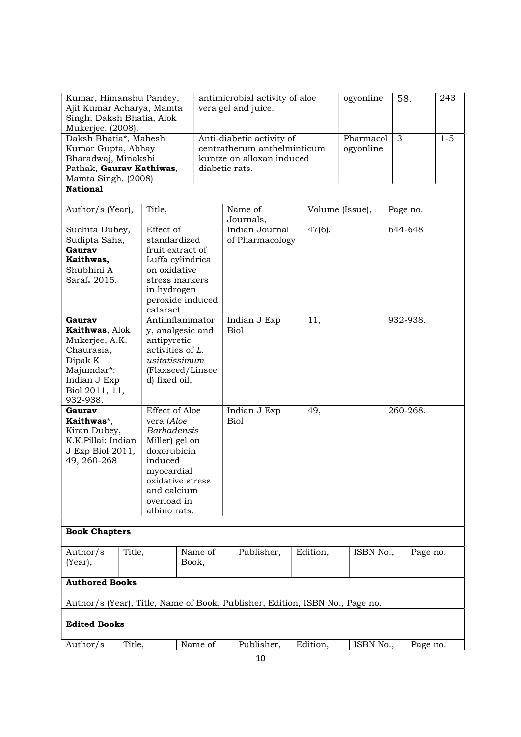| | | | | |
|---|---|---|---|---|
| Kumar, Himanshu Pandey, Ajit Kumar Acharya, Mamta Singh, Daksh Bhatia, Alok Mukerjee. (2008). | antimicrobial activity of aloe vera gel and juice. | ogyonline | 58. | 243 |
| Daksh Bhatia*, Mahesh Kumar Gupta, Abhay Bharadwaj, Minakshi Pathak, **Gaurav Kathiwas**, Mamta Singh. (2008) | Anti-diabetic activity of centratherum anthelminticum kuntze on alloxan induced diabetic rats. | Pharmacol ogyonline | 3 | 1-5 |

**National**

| Author/s (Year), | Title, | Name of Journals, | Volume (Issue), | Page no. |
|---|---|---|---|---|
| Suchita Dubey, Sudipta Saha, **Gaurav Kaithwas,** Shubhini A Saraf**.** 2015. | Effect of standardized fruit extract of Luffa cylindrica on oxidative stress markers in hydrogen peroxide induced cataract | Indian Journal of Pharmacology | 47(6). | 644-648 |
| **Gaurav Kaithwas**, Alok Mukerjee, A.K. Chaurasia, Dipak K Majumdar*: Indian J Exp Biol 2011, 11, 932-938. | Antiinflammatory, analgesic and antipyretic activities of *L. usitatissimum* (Flaxseed/Linseed) fixed oil, | Indian J Exp Biol | 11, | 932-938. |
| **Gaurav Kaithwas***, Kiran Dubey, K.K.Pillai: Indian J Exp Biol 2011, 49, 260-268 | Effect of Aloe vera (*Aloe Barbadensis* Miller) gel on doxorubicin induced myocardial oxidative stress and calcium overload in albino rats. | Indian J Exp Biol | 49, | 260-268. |

**Book Chapters**

| Author/s (Year), | Title, | Name of Book, | Publisher, | Edition, | ISBN No., | Page no. |
|---|---|---|---|---|---|---|
| | | | | | | |

**Authored Books**

Author/s (Year), Title, Name of Book, Publisher, Edition, ISBN No., Page no.

**Edited Books**

| Author/s | Title, | Name of | Publisher, | Edition, | ISBN No., | Page no. |
|---|---|---|---|---|---|---|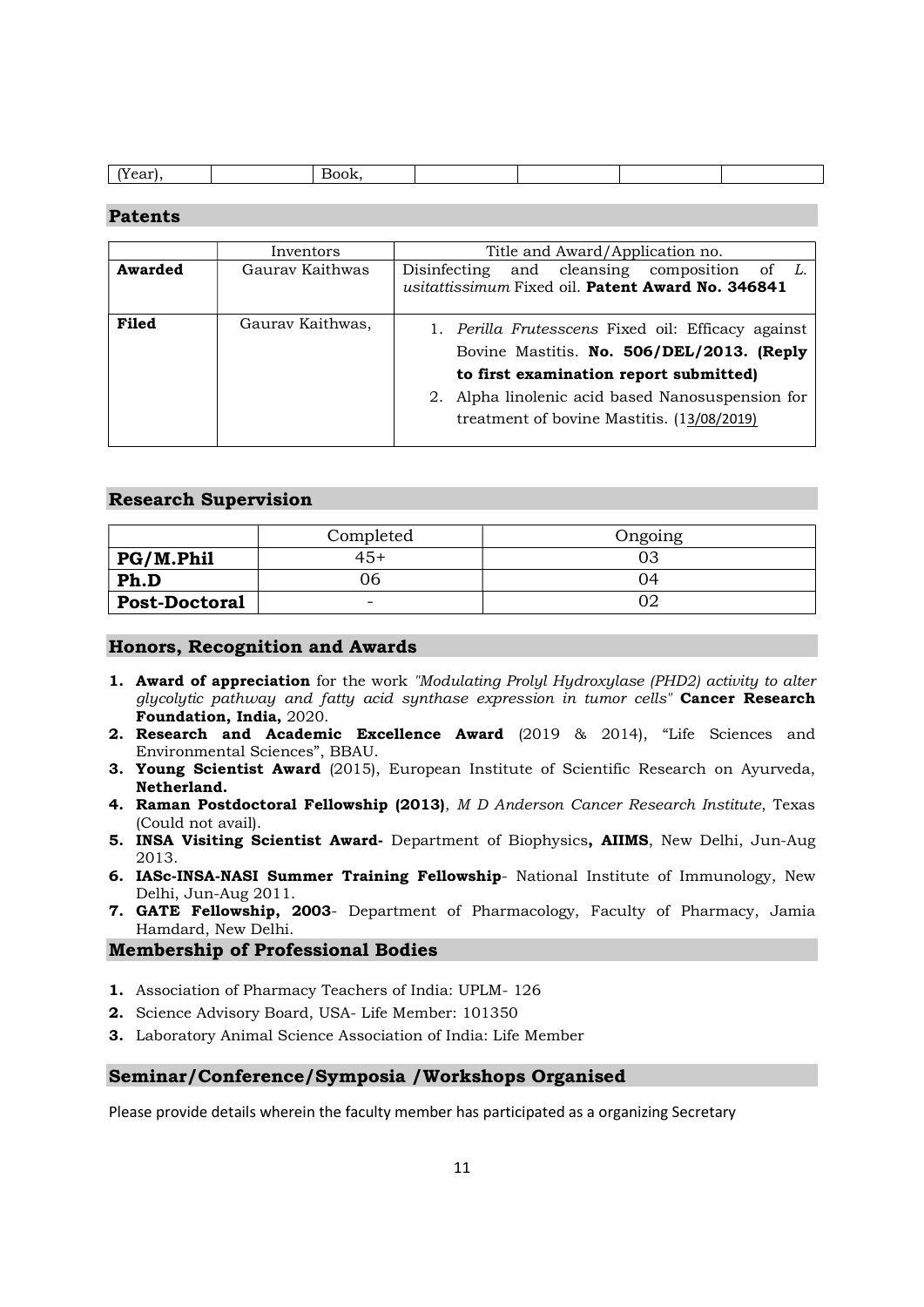| (Year), | | Book, | | | | | |
|---|---|---|---|---|---|---|---|

## Patents

| | Inventors | Title and Award/Application no. |
|---|---|---|
| **Awarded** | Gaurav Kaithwas | Disinfecting and cleansing composition of *L. usitattissimum* Fixed oil. **Patent Award No. 346841** |
| **Filed** | Gaurav Kaithwas, | 1. *Perilla Frutesscens* Fixed oil: Efficacy against Bovine Mastitis. **No. 506/DEL/2013. (Reply to first examination report submitted)**<br>2. Alpha linolenic acid based Nanosuspension for treatment of bovine Mastitis. (13/08/2019) |

## Research Supervision

| | Completed | Ongoing |
|---|---|---|
| **PG/M.Phil** | 45+ | 03 |
| **Ph.D** | 06 | 04 |
| **Post-Doctoral** | - | 02 |

## Honors, Recognition and Awards

1. **Award of appreciation** for the work *"Modulating Prolyl Hydroxylase (PHD2) activity to alter glycolytic pathway and fatty acid synthase expression in tumor cells"* **Cancer Research Foundation, India,** 2020.
2. **Research and Academic Excellence Award** (2019 & 2014), "Life Sciences and Environmental Sciences", BBAU.
3. **Young Scientist Award** (2015), European Institute of Scientific Research on Ayurveda, **Netherland.**
4. **Raman Postdoctoral Fellowship (2013)**, *M D Anderson Cancer Research Institute*, Texas (Could not avail).
5. **INSA Visiting Scientist Award-** Department of Biophysics**, AIIMS**, New Delhi, Jun-Aug 2013.
6. **IASc-INSA-NASI Summer Training Fellowship**- National Institute of Immunology, New Delhi, Jun-Aug 2011.
7. **GATE Fellowship, 2003**- Department of Pharmacology, Faculty of Pharmacy, Jamia Hamdard, New Delhi.

## Membership of Professional Bodies

1. Association of Pharmacy Teachers of India: UPLM- 126
2. Science Advisory Board, USA- Life Member: 101350
3. Laboratory Animal Science Association of India: Life Member

## Seminar/Conference/Symposia /Workshops Organised

Please provide details wherein the faculty member has participated as a organizing Secretary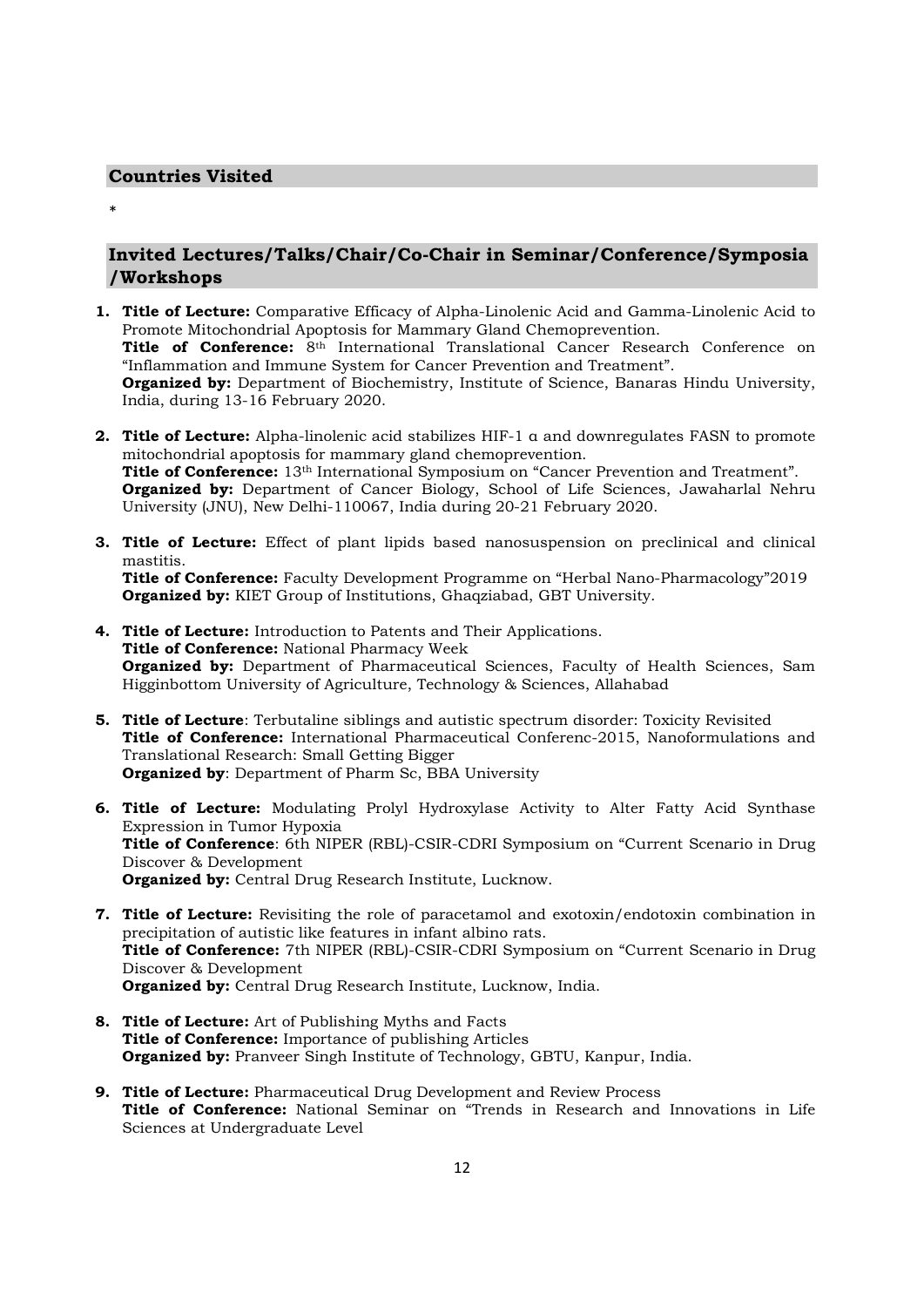## Countries Visited

*

## Invited Lectures/Talks/Chair/Co-Chair in Seminar/Conference/Symposia /Workshops

1. **Title of Lecture:** Comparative Efficacy of Alpha-Linolenic Acid and Gamma-Linolenic Acid to Promote Mitochondrial Apoptosis for Mammary Gland Chemoprevention.
   **Title of Conference:** 8th International Translational Cancer Research Conference on "Inflammation and Immune System for Cancer Prevention and Treatment".
   **Organized by:** Department of Biochemistry, Institute of Science, Banaras Hindu University, India, during 13-16 February 2020.

2. **Title of Lecture:** Alpha-linolenic acid stabilizes HIF-1 α and downregulates FASN to promote mitochondrial apoptosis for mammary gland chemoprevention.
   **Title of Conference:** 13th International Symposium on "Cancer Prevention and Treatment".
   **Organized by:** Department of Cancer Biology, School of Life Sciences, Jawaharlal Nehru University (JNU), New Delhi-110067, India during 20-21 February 2020.

3. **Title of Lecture:** Effect of plant lipids based nanosuspension on preclinical and clinical mastitis.
   **Title of Conference:** Faculty Development Programme on "Herbal Nano-Pharmacology"2019
   **Organized by:** KIET Group of Institutions, Ghaqziabad, GBT University.

4. **Title of Lecture:** Introduction to Patents and Their Applications.
   **Title of Conference:** National Pharmacy Week
   **Organized by:** Department of Pharmaceutical Sciences, Faculty of Health Sciences, Sam Higginbottom University of Agriculture, Technology & Sciences, Allahabad

5. **Title of Lecture**: Terbutaline siblings and autistic spectrum disorder: Toxicity Revisited
   **Title of Conference:** International Pharmaceutical Conferenc-2015, Nanoformulations and Translational Research: Small Getting Bigger
   **Organized by**: Department of Pharm Sc, BBA University

6. **Title of Lecture:** Modulating Prolyl Hydroxylase Activity to Alter Fatty Acid Synthase Expression in Tumor Hypoxia
   **Title of Conference**: 6th NIPER (RBL)-CSIR-CDRI Symposium on "Current Scenario in Drug Discover & Development
   **Organized by:** Central Drug Research Institute, Lucknow.

7. **Title of Lecture:** Revisiting the role of paracetamol and exotoxin/endotoxin combination in precipitation of autistic like features in infant albino rats.
   **Title of Conference:** 7th NIPER (RBL)-CSIR-CDRI Symposium on "Current Scenario in Drug Discover & Development
   **Organized by:** Central Drug Research Institute, Lucknow, India.

8. **Title of Lecture:** Art of Publishing Myths and Facts
   **Title of Conference:** Importance of publishing Articles
   **Organized by:** Pranveer Singh Institute of Technology, GBTU, Kanpur, India.

9. **Title of Lecture:** Pharmaceutical Drug Development and Review Process
   **Title of Conference:** National Seminar on "Trends in Research and Innovations in Life Sciences at Undergraduate Level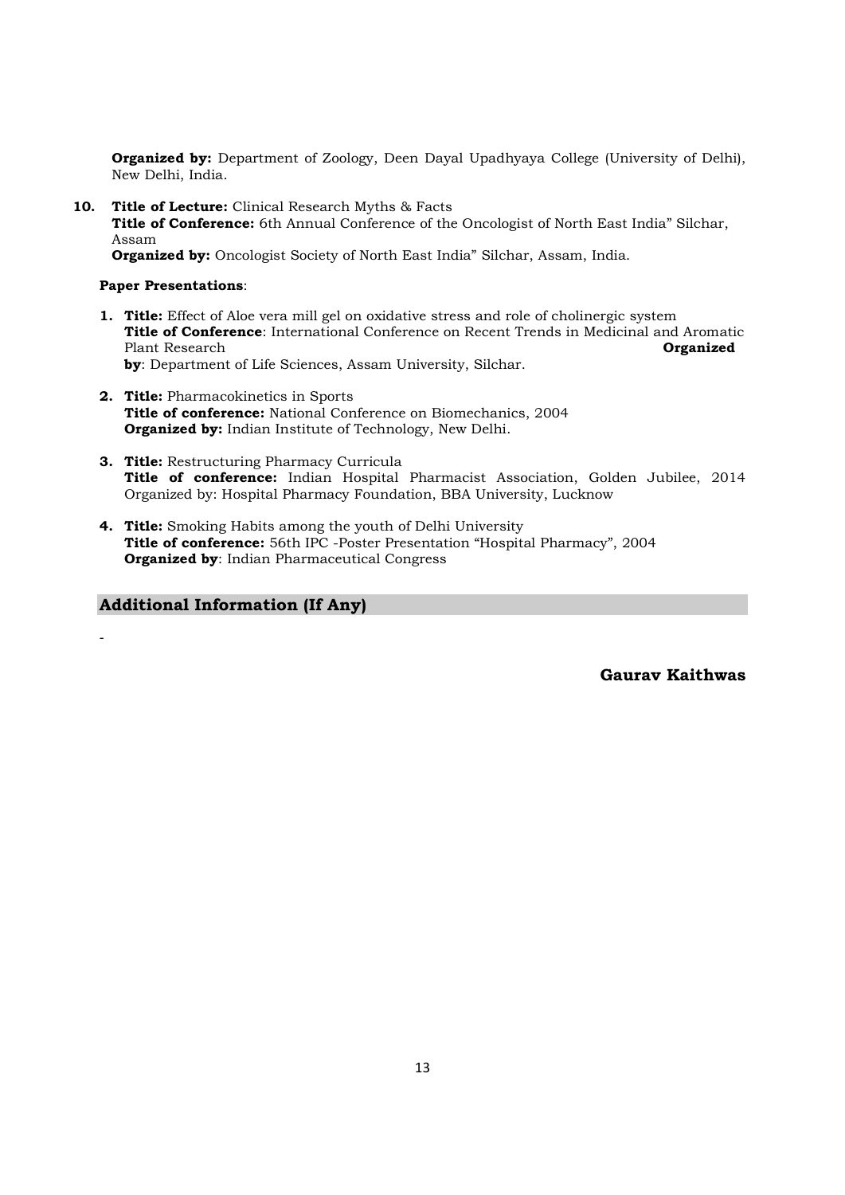**Organized by:** Department of Zoology, Deen Dayal Upadhyaya College (University of Delhi), New Delhi, India.

10. **Title of Lecture:** Clinical Research Myths & Facts
    **Title of Conference:** 6th Annual Conference of the Oncologist of North East India" Silchar, Assam
    **Organized by:** Oncologist Society of North East India" Silchar, Assam, India.

**Paper Presentations**:

1. **Title:** Effect of Aloe vera mill gel on oxidative stress and role of cholinergic system
   **Title of Conference**: International Conference on Recent Trends in Medicinal and Aromatic Plant Research **Organized by**: Department of Life Sciences, Assam University, Silchar.

2. **Title:** Pharmacokinetics in Sports
   **Title of conference:** National Conference on Biomechanics, 2004
   **Organized by:** Indian Institute of Technology, New Delhi.

3. **Title:** Restructuring Pharmacy Curricula
   **Title of conference:** Indian Hospital Pharmacist Association, Golden Jubilee, 2014
   Organized by: Hospital Pharmacy Foundation, BBA University, Lucknow

4. **Title:** Smoking Habits among the youth of Delhi University
   **Title of conference:** 56th IPC -Poster Presentation "Hospital Pharmacy", 2004
   **Organized by**: Indian Pharmaceutical Congress

## Additional Information (If Any)

-

**Gaurav Kaithwas**